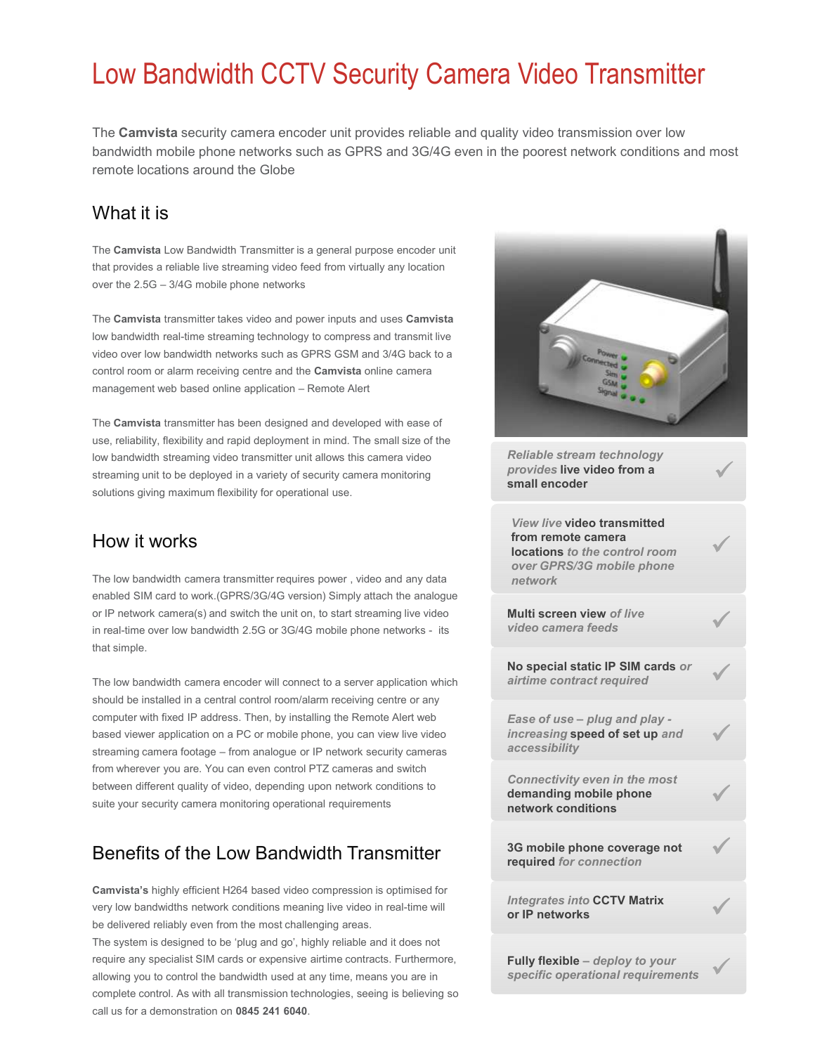# Low Bandwidth CCTV Security Camera Video Transmitter

The **Camvista** security camera encoder unit provides reliable and quality video transmission over low bandwidth mobile phone networks such as GPRS and 3G/4G even in the poorest network conditions and most remote locations around the Globe

## What it is

The **Camvista** Low Bandwidth Transmitter is a general purpose encoder unit that provides a reliable live streaming video feed from virtually any location over the 2.5G – 3/4G mobile phone networks

The **Camvista** transmitter takes video and power inputs and uses **Camvista** low bandwidth real-time streaming technology to compress and transmit live video over low bandwidth networks such as GPRS GSM and 3/4G back to a control room or alarm receiving centre and the **Camvista** online camera management web based online application – Remote Alert

The **Camvista** transmitter has been designed and developed with ease of use, reliability, flexibility and rapid deployment in mind. The small size of the low bandwidth streaming video transmitter unit allows this camera video streaming unit to be deployed in a variety of security camera monitoring solutions giving maximum flexibility for operational use.

## How it works

The low bandwidth camera transmitter requires power , video and any data enabled SIM card to work.(GPRS/3G/4G version) Simply attach the analogue or IP network camera(s) and switch the unit on, to start streaming live video in real-time over low bandwidth 2.5G or 3G/4G mobile phone networks - its that simple.

The low bandwidth camera encoder will connect to a server application which should be installed in a central control room/alarm receiving centre or any computer with fixed IP address. Then, by installing the Remote Alert web based viewer application on a PC or mobile phone, you can view live video streaming camera footage – from analogue or IP network security cameras from wherever you are. You can even control PTZ cameras and switch between different quality of video, depending upon network conditions to suite your security camera monitoring operational requirements

## Benefits of the Low Bandwidth Transmitter

**Camvista's** highly efficient H264 based video compression is optimised for very low bandwidths network conditions meaning live video in real-time will be delivered reliably even from the most challenging areas.
The system is designed to be 'plug and go', highly reliable and it does not require any specialist SIM cards or expensive airtime contracts. Furthermore, allowing you to control the bandwidth used at any time, means you are in complete control. As with all transmission technologies, seeing is believing so call us for a demonstration on **0845 241 6040**.

- *Reliable stream technology provides* **live video from a small encoder** ✓
- *View live* **video transmitted from remote camera locations** *to the control room over GPRS/3G mobile phone network* ✓
- **Multi screen view** *of live video camera feeds* ✓
- **No special static IP SIM cards** *or airtime contract required* ✓
- *Ease of use – plug and play - increasing* **speed of set up** *and accessibility* ✓
- *Connectivity even in the most* **demanding mobile phone network conditions** ✓
- **3G mobile phone coverage not required** *for connection* ✓
- *Integrates into* **CCTV Matrix or IP networks** ✓
- **Fully flexible** *– deploy to your specific operational requirements* ✓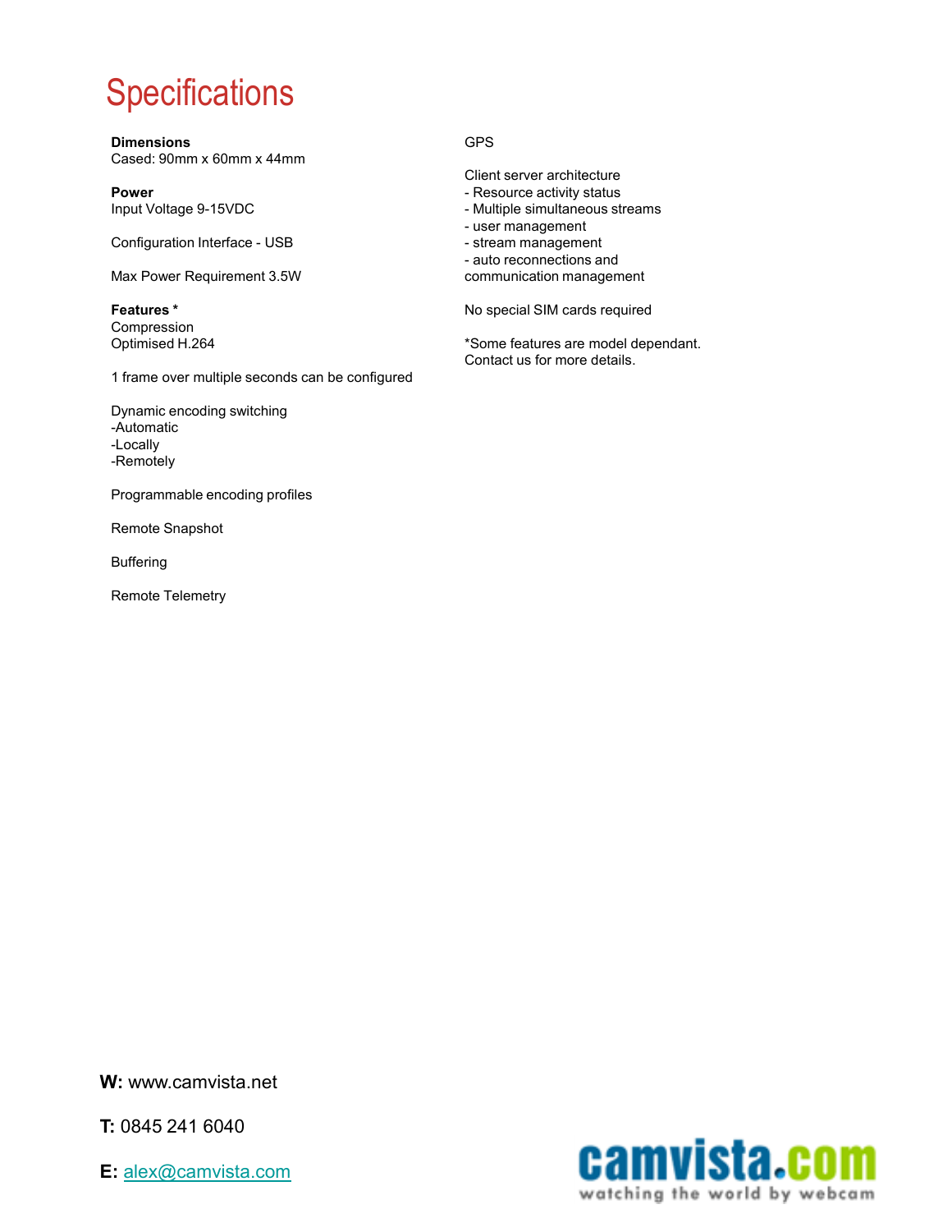# Specifications

**Dimensions**
Cased: 90mm x 60mm x 44mm

**Power**
Input Voltage 9-15VDC

Configuration Interface - USB

Max Power Requirement 3.5W

**Features ***
Compression
Optimised H.264

1 frame over multiple seconds can be configured

Dynamic encoding switching
-Automatic
-Locally
-Remotely

Programmable encoding profiles

Remote Snapshot

Buffering

Remote Telemetry

GPS

Client server architecture
- Resource activity status
- Multiple simultaneous streams
- user management
- stream management
- auto reconnections and communication management

No special SIM cards required

*Some features are model dependant.
Contact us for more details.

**W:** www.camvista.net

**T:** 0845 241 6040

**E:** alex@camvista.com

camvista.com
watching the world by webcam